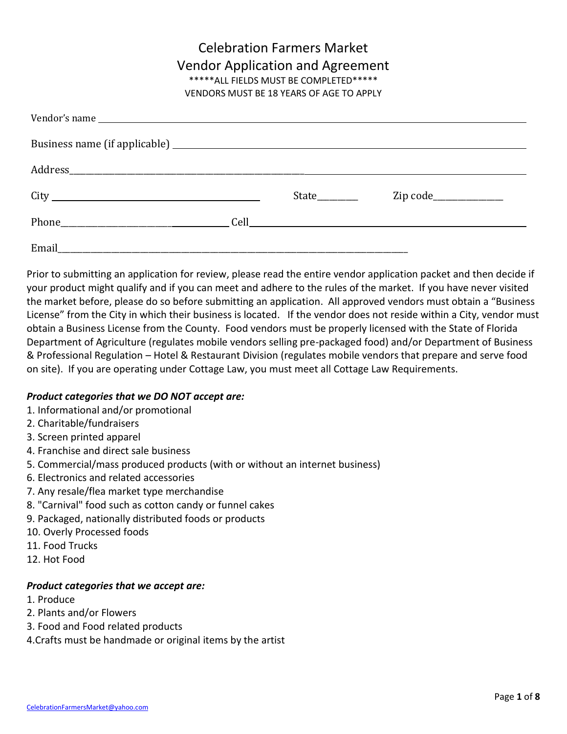# Celebration Farmers Market
## Vendor Application and Agreement

*****ALL FIELDS MUST BE COMPLETED*****

VENDORS MUST BE 18 YEARS OF AGE TO APPLY

Vendor's name ____________________________________________

Business name (if applicable) ____________________________________________

Address____________________________________________

City ______________________ State________ Zip code______________

Phone______________________ Cell______________________

Email____________________________________________

Prior to submitting an application for review, please read the entire vendor application packet and then decide if your product might qualify and if you can meet and adhere to the rules of the market. If you have never visited the market before, please do so before submitting an application. All approved vendors must obtain a "Business License" from the City in which their business is located. If the vendor does not reside within a City, vendor must obtain a Business License from the County. Food vendors must be properly licensed with the State of Florida Department of Agriculture (regulates mobile vendors selling pre-packaged food) and/or Department of Business & Professional Regulation – Hotel & Restaurant Division (regulates mobile vendors that prepare and serve food on site). If you are operating under Cottage Law, you must meet all Cottage Law Requirements.

***Product categories that we DO NOT accept are:***

1. Informational and/or promotional
2. Charitable/fundraisers
3. Screen printed apparel
4. Franchise and direct sale business
5. Commercial/mass produced products (with or without an internet business)
6. Electronics and related accessories
7. Any resale/flea market type merchandise
8. "Carnival" food such as cotton candy or funnel cakes
9. Packaged, nationally distributed foods or products
10. Overly Processed foods
11. Food Trucks
12. Hot Food

***Product categories that we accept are:***

1. Produce
2. Plants and/or Flowers
3. Food and Food related products
4. Crafts must be handmade or original items by the artist

CelebrationFarmersMarket@yahoo.com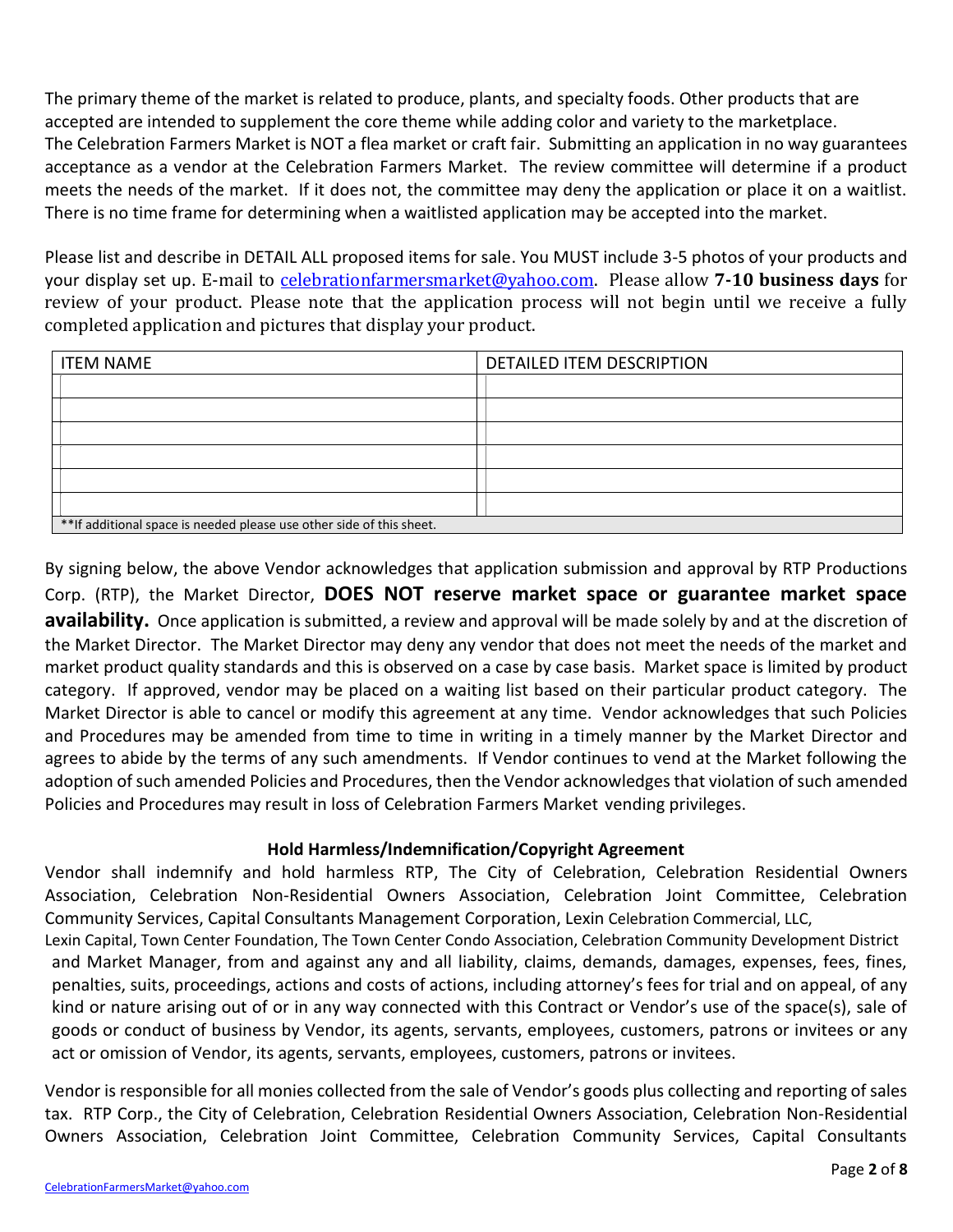The primary theme of the market is related to produce, plants, and specialty foods. Other products that are accepted are intended to supplement the core theme while adding color and variety to the marketplace. The Celebration Farmers Market is NOT a flea market or craft fair. Submitting an application in no way guarantees acceptance as a vendor at the Celebration Farmers Market. The review committee will determine if a product meets the needs of the market. If it does not, the committee may deny the application or place it on a waitlist. There is no time frame for determining when a waitlisted application may be accepted into the market.

Please list and describe in DETAIL ALL proposed items for sale. You MUST include 3-5 photos of your products and your display set up. E-mail to celebrationfarmersmarket@yahoo.com. Please allow **7-10 business days** for review of your product. Please note that the application process will not begin until we receive a fully completed application and pictures that display your product.

| ITEM NAME | DETAILED ITEM DESCRIPTION |
|---|---|
| | |
| | |
| | |
| | |
| | |
| | |
| **If additional space is needed please use other side of this sheet. | |

By signing below, the above Vendor acknowledges that application submission and approval by RTP Productions Corp. (RTP), the Market Director, **DOES NOT reserve market space or guarantee market space availability.** Once application is submitted, a review and approval will be made solely by and at the discretion of the Market Director. The Market Director may deny any vendor that does not meet the needs of the market and market product quality standards and this is observed on a case by case basis. Market space is limited by product category. If approved, vendor may be placed on a waiting list based on their particular product category. The Market Director is able to cancel or modify this agreement at any time. Vendor acknowledges that such Policies and Procedures may be amended from time to time in writing in a timely manner by the Market Director and agrees to abide by the terms of any such amendments. If Vendor continues to vend at the Market following the adoption of such amended Policies and Procedures, then the Vendor acknowledges that violation of such amended Policies and Procedures may result in loss of Celebration Farmers Market vending privileges.

### Hold Harmless/Indemnification/Copyright Agreement

Vendor shall indemnify and hold harmless RTP, The City of Celebration, Celebration Residential Owners Association, Celebration Non-Residential Owners Association, Celebration Joint Committee, Celebration Community Services, Capital Consultants Management Corporation, Lexin Celebration Commercial, LLC, Lexin Capital, Town Center Foundation, The Town Center Condo Association, Celebration Community Development District and Market Manager, from and against any and all liability, claims, demands, damages, expenses, fees, fines, penalties, suits, proceedings, actions and costs of actions, including attorney's fees for trial and on appeal, of any kind or nature arising out of or in any way connected with this Contract or Vendor's use of the space(s), sale of goods or conduct of business by Vendor, its agents, servants, employees, customers, patrons or invitees or any act or omission of Vendor, its agents, servants, employees, customers, patrons or invitees.

Vendor is responsible for all monies collected from the sale of Vendor's goods plus collecting and reporting of sales tax. RTP Corp., the City of Celebration, Celebration Residential Owners Association, Celebration Non-Residential Owners Association, Celebration Joint Committee, Celebration Community Services, Capital Consultants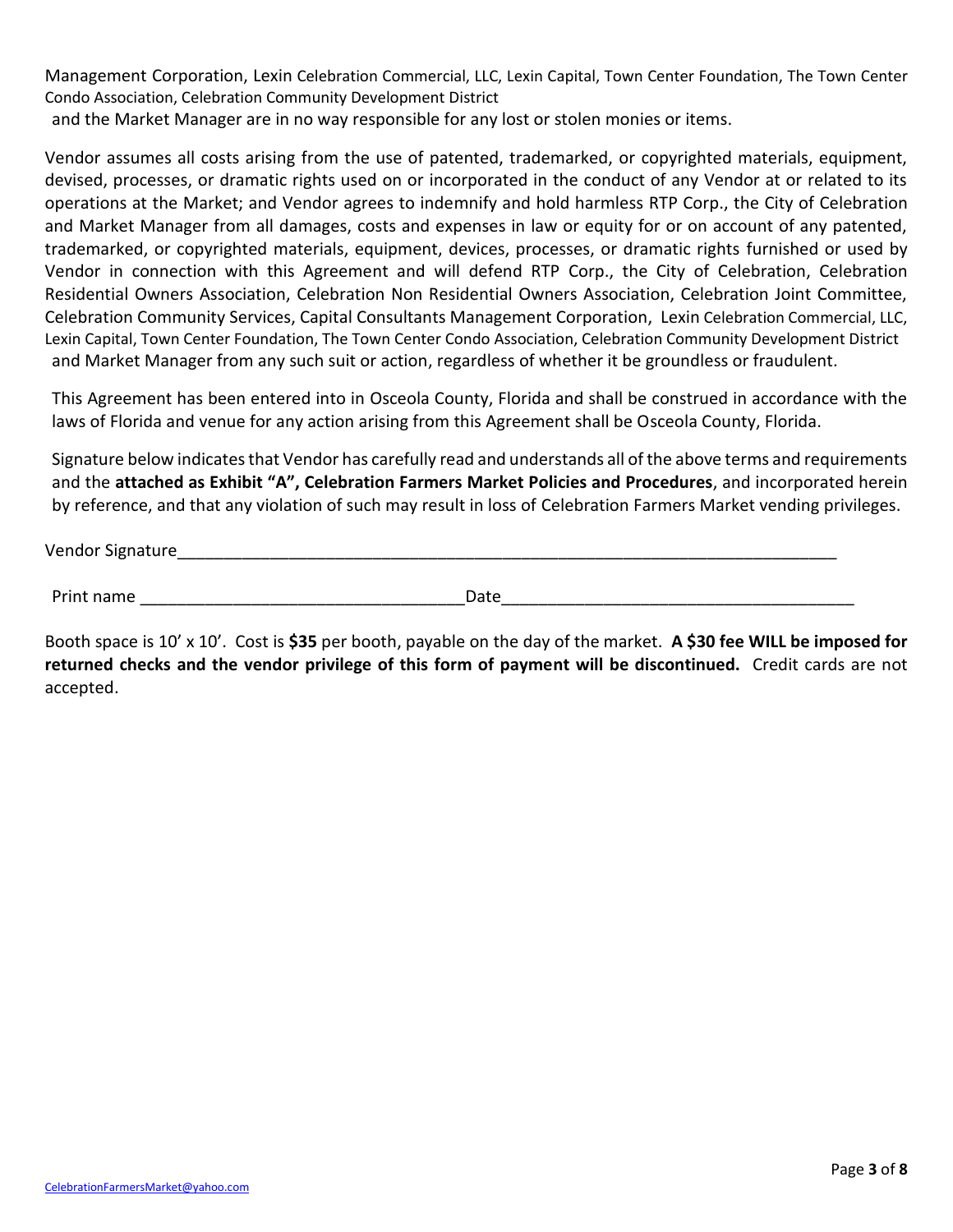Management Corporation, Lexin Celebration Commercial, LLC, Lexin Capital, Town Center Foundation, The Town Center Condo Association, Celebration Community Development District and the Market Manager are in no way responsible for any lost or stolen monies or items.

Vendor assumes all costs arising from the use of patented, trademarked, or copyrighted materials, equipment, devised, processes, or dramatic rights used on or incorporated in the conduct of any Vendor at or related to its operations at the Market; and Vendor agrees to indemnify and hold harmless RTP Corp., the City of Celebration and Market Manager from all damages, costs and expenses in law or equity for or on account of any patented, trademarked, or copyrighted materials, equipment, devices, processes, or dramatic rights furnished or used by Vendor in connection with this Agreement and will defend RTP Corp., the City of Celebration, Celebration Residential Owners Association, Celebration Non Residential Owners Association, Celebration Joint Committee, Celebration Community Services, Capital Consultants Management Corporation, Lexin Celebration Commercial, LLC, Lexin Capital, Town Center Foundation, The Town Center Condo Association, Celebration Community Development District and Market Manager from any such suit or action, regardless of whether it be groundless or fraudulent.

This Agreement has been entered into in Osceola County, Florida and shall be construed in accordance with the laws of Florida and venue for any action arising from this Agreement shall be Osceola County, Florida.

Signature below indicates that Vendor has carefully read and understands all of the above terms and requirements and the **attached as Exhibit "A", Celebration Farmers Market Policies and Procedures**, and incorporated herein by reference, and that any violation of such may result in loss of Celebration Farmers Market vending privileges.

Vendor Signature_________________________________________________________________________

Print name __________________________________Date______________________________________

Booth space is 10' x 10'. Cost is **$35** per booth, payable on the day of the market. **A $30 fee WILL be imposed for returned checks and the vendor privilege of this form of payment will be discontinued.** Credit cards are not accepted.

CelebrationFarmersMarket@yahoo.com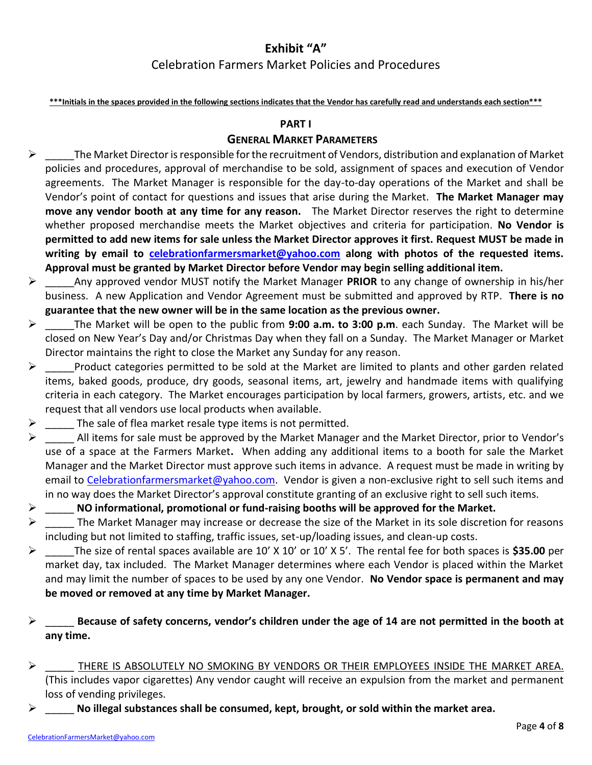# Exhibit "A"

Celebration Farmers Market Policies and Procedures

**<u>\*\*\*Initials in the spaces provided in the following sections indicates that the Vendor has carefully read and understands each section\*\*\*</u>**

## PART I

## GENERAL MARKET PARAMETERS

- _____The Market Director is responsible for the recruitment of Vendors, distribution and explanation of Market policies and procedures, approval of merchandise to be sold, assignment of spaces and execution of Vendor agreements. The Market Manager is responsible for the day-to-day operations of the Market and shall be Vendor's point of contact for questions and issues that arise during the Market. **The Market Manager may move any vendor booth at any time for any reason.** The Market Director reserves the right to determine whether proposed merchandise meets the Market objectives and criteria for participation. **No Vendor is permitted to add new items for sale unless the Market Director approves it first. Request MUST be made in writing by email to [celebrationfarmersmarket@yahoo.com](mailto:celebrationfarmersmarket@yahoo.com) along with photos of the requested items. Approval must be granted by Market Director before Vendor may begin selling additional item.**
- _____Any approved vendor MUST notify the Market Manager **PRIOR** to any change of ownership in his/her business. A new Application and Vendor Agreement must be submitted and approved by RTP. **There is no guarantee that the new owner will be in the same location as the previous owner.**
- _____The Market will be open to the public from **9:00 a.m. to 3:00 p.m**. each Sunday. The Market will be closed on New Year's Day and/or Christmas Day when they fall on a Sunday. The Market Manager or Market Director maintains the right to close the Market any Sunday for any reason.
- _____Product categories permitted to be sold at the Market are limited to plants and other garden related items, baked goods, produce, dry goods, seasonal items, art, jewelry and handmade items with qualifying criteria in each category. The Market encourages participation by local farmers, growers, artists, etc. and we request that all vendors use local products when available.
- _____ The sale of flea market resale type items is not permitted.
- _____ All items for sale must be approved by the Market Manager and the Market Director, prior to Vendor's use of a space at the Farmers Market**.** When adding any additional items to a booth for sale the Market Manager and the Market Director must approve such items in advance. A request must be made in writing by email to [Celebrationfarmersmarket@yahoo.com](mailto:Celebrationfarmersmarket@yahoo.com). Vendor is given a non-exclusive right to sell such items and in no way does the Market Director's approval constitute granting of an exclusive right to sell such items.
- _____ **NO informational, promotional or fund-raising booths will be approved for the Market.**
- _____ The Market Manager may increase or decrease the size of the Market in its sole discretion for reasons including but not limited to staffing, traffic issues, set-up/loading issues, and clean-up costs.
- _____The size of rental spaces available are 10' X 10' or 10' X 5'. The rental fee for both spaces is **$35.00** per market day, tax included. The Market Manager determines where each Vendor is placed within the Market and may limit the number of spaces to be used by any one Vendor. **No Vendor space is permanent and may be moved or removed at any time by Market Manager.**
- _____ **Because of safety concerns, vendor's children under the age of 14 are not permitted in the booth at any time.**
- _____ <u>THERE IS ABSOLUTELY NO SMOKING BY VENDORS OR THEIR EMPLOYEES INSIDE THE MARKET AREA.</u> (This includes vapor cigarettes) Any vendor caught will receive an expulsion from the market and permanent loss of vending privileges.
- _____ **No illegal substances shall be consumed, kept, brought, or sold within the market area.**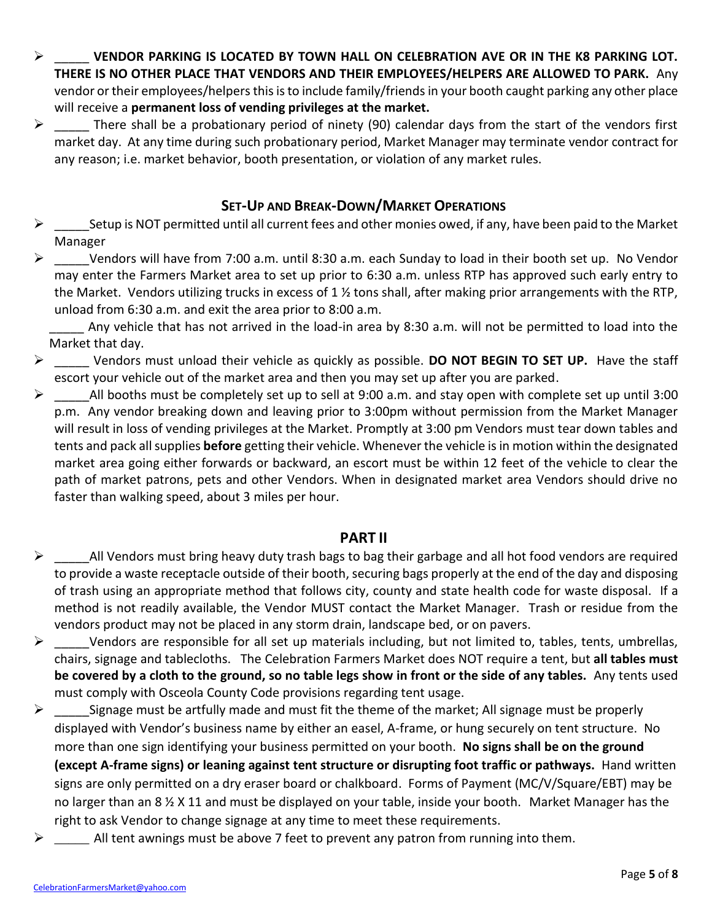- _____ **VENDOR PARKING IS LOCATED BY TOWN HALL ON CELEBRATION AVE OR IN THE K8 PARKING LOT. THERE IS NO OTHER PLACE THAT VENDORS AND THEIR EMPLOYEES/HELPERS ARE ALLOWED TO PARK.** Any vendor or their employees/helpers this is to include family/friends in your booth caught parking any other place will receive a **permanent loss of vending privileges at the market.**
- _____ There shall be a probationary period of ninety (90) calendar days from the start of the vendors first market day. At any time during such probationary period, Market Manager may terminate vendor contract for any reason; i.e. market behavior, booth presentation, or violation of any market rules.

## SET-UP AND BREAK-DOWN/MARKET OPERATIONS

- _____Setup is NOT permitted until all current fees and other monies owed, if any, have been paid to the Market Manager
- _____Vendors will have from 7:00 a.m. until 8:30 a.m. each Sunday to load in their booth set up. No Vendor may enter the Farmers Market area to set up prior to 6:30 a.m. unless RTP has approved such early entry to the Market. Vendors utilizing trucks in excess of 1 ½ tons shall, after making prior arrangements with the RTP, unload from 6:30 a.m. and exit the area prior to 8:00 a.m.

  _____ Any vehicle that has not arrived in the load-in area by 8:30 a.m. will not be permitted to load into the Market that day.
- _____ Vendors must unload their vehicle as quickly as possible. **DO NOT BEGIN TO SET UP.** Have the staff escort your vehicle out of the market area and then you may set up after you are parked.
- _____All booths must be completely set up to sell at 9:00 a.m. and stay open with complete set up until 3:00 p.m. Any vendor breaking down and leaving prior to 3:00pm without permission from the Market Manager will result in loss of vending privileges at the Market. Promptly at 3:00 pm Vendors must tear down tables and tents and pack all supplies **before** getting their vehicle. Whenever the vehicle is in motion within the designated market area going either forwards or backward, an escort must be within 12 feet of the vehicle to clear the path of market patrons, pets and other Vendors. When in designated market area Vendors should drive no faster than walking speed, about 3 miles per hour.

## PART II

- _____All Vendors must bring heavy duty trash bags to bag their garbage and all hot food vendors are required to provide a waste receptacle outside of their booth, securing bags properly at the end of the day and disposing of trash using an appropriate method that follows city, county and state health code for waste disposal. If a method is not readily available, the Vendor MUST contact the Market Manager. Trash or residue from the vendors product may not be placed in any storm drain, landscape bed, or on pavers.
- _____Vendors are responsible for all set up materials including, but not limited to, tables, tents, umbrellas, chairs, signage and tablecloths. The Celebration Farmers Market does NOT require a tent, but **all tables must be covered by a cloth to the ground, so no table legs show in front or the side of any tables.** Any tents used must comply with Osceola County Code provisions regarding tent usage.
- _____Signage must be artfully made and must fit the theme of the market; All signage must be properly displayed with Vendor's business name by either an easel, A-frame, or hung securely on tent structure. No more than one sign identifying your business permitted on your booth. **No signs shall be on the ground (except A-frame signs) or leaning against tent structure or disrupting foot traffic or pathways.** Hand written signs are only permitted on a dry eraser board or chalkboard. Forms of Payment (MC/V/Square/EBT) may be no larger than an 8 ½ X 11 and must be displayed on your table, inside your booth. Market Manager has the right to ask Vendor to change signage at any time to meet these requirements.
- _____ All tent awnings must be above 7 feet to prevent any patron from running into them.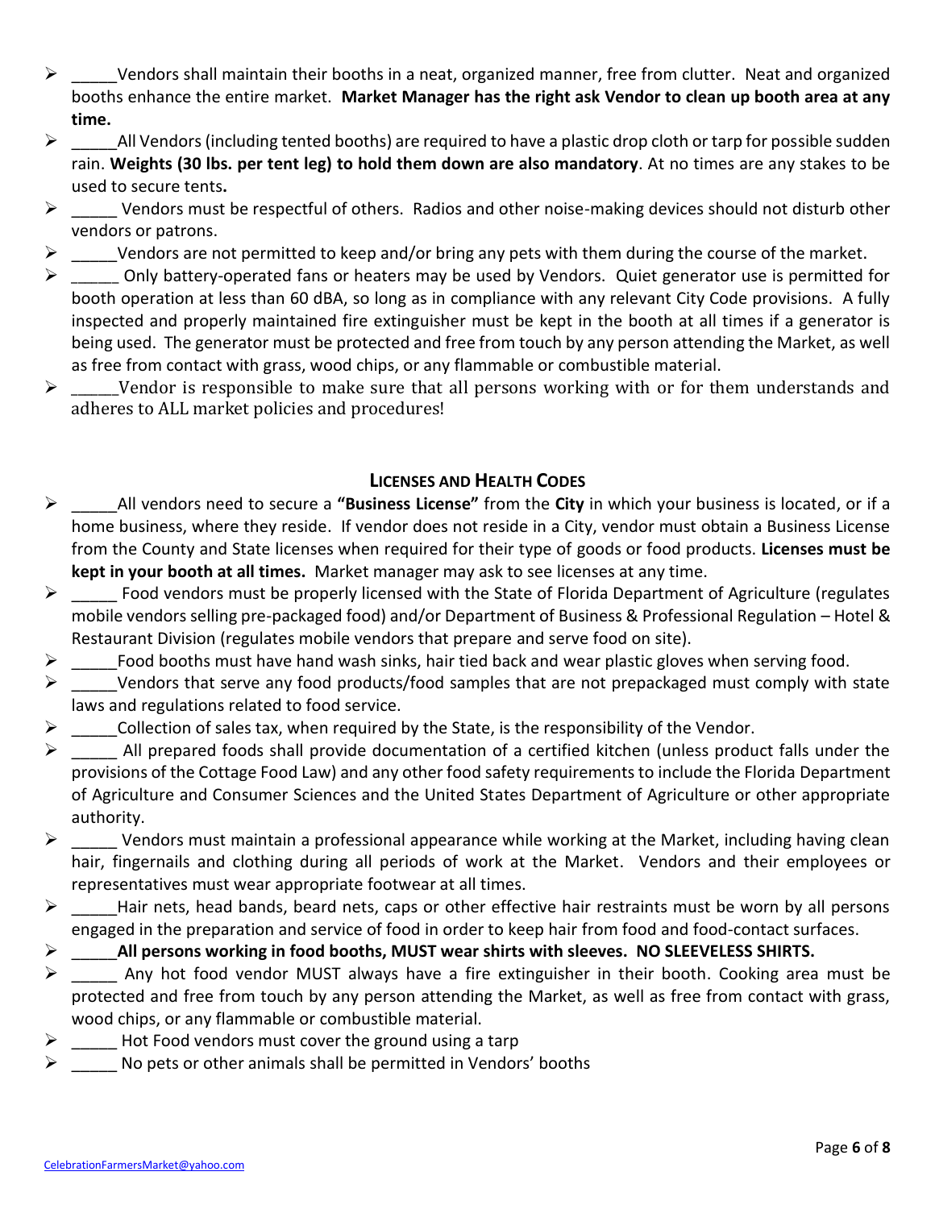- _____Vendors shall maintain their booths in a neat, organized manner, free from clutter. Neat and organized booths enhance the entire market. **Market Manager has the right ask Vendor to clean up booth area at any time.**
- _____All Vendors (including tented booths) are required to have a plastic drop cloth or tarp for possible sudden rain. **Weights (30 lbs. per tent leg) to hold them down are also mandatory**. At no times are any stakes to be used to secure tents**.**
- _____ Vendors must be respectful of others. Radios and other noise-making devices should not disturb other vendors or patrons.
- _____Vendors are not permitted to keep and/or bring any pets with them during the course of the market.
- _____ Only battery-operated fans or heaters may be used by Vendors. Quiet generator use is permitted for booth operation at less than 60 dBA, so long as in compliance with any relevant City Code provisions. A fully inspected and properly maintained fire extinguisher must be kept in the booth at all times if a generator is being used. The generator must be protected and free from touch by any person attending the Market, as well as free from contact with grass, wood chips, or any flammable or combustible material.
- _____Vendor is responsible to make sure that all persons working with or for them understands and adheres to ALL market policies and procedures!

## Licenses and Health Codes

- _____All vendors need to secure a **"Business License"** from the **City** in which your business is located, or if a home business, where they reside. If vendor does not reside in a City, vendor must obtain a Business License from the County and State licenses when required for their type of goods or food products. **Licenses must be kept in your booth at all times.** Market manager may ask to see licenses at any time.
- _____ Food vendors must be properly licensed with the State of Florida Department of Agriculture (regulates mobile vendors selling pre-packaged food) and/or Department of Business & Professional Regulation – Hotel & Restaurant Division (regulates mobile vendors that prepare and serve food on site).
- _____Food booths must have hand wash sinks, hair tied back and wear plastic gloves when serving food.
- _____Vendors that serve any food products/food samples that are not prepackaged must comply with state laws and regulations related to food service.
- _____Collection of sales tax, when required by the State, is the responsibility of the Vendor.
- _____ All prepared foods shall provide documentation of a certified kitchen (unless product falls under the provisions of the Cottage Food Law) and any other food safety requirements to include the Florida Department of Agriculture and Consumer Sciences and the United States Department of Agriculture or other appropriate authority.
- _____ Vendors must maintain a professional appearance while working at the Market, including having clean hair, fingernails and clothing during all periods of work at the Market. Vendors and their employees or representatives must wear appropriate footwear at all times.
- _____Hair nets, head bands, beard nets, caps or other effective hair restraints must be worn by all persons engaged in the preparation and service of food in order to keep hair from food and food-contact surfaces.
- _____**All persons working in food booths, MUST wear shirts with sleeves. NO SLEEVELESS SHIRTS.**
- _____ Any hot food vendor MUST always have a fire extinguisher in their booth. Cooking area must be protected and free from touch by any person attending the Market, as well as free from contact with grass, wood chips, or any flammable or combustible material.
- _____ Hot Food vendors must cover the ground using a tarp
- _____ No pets or other animals shall be permitted in Vendors' booths

CelebrationFarmersMarket@yahoo.com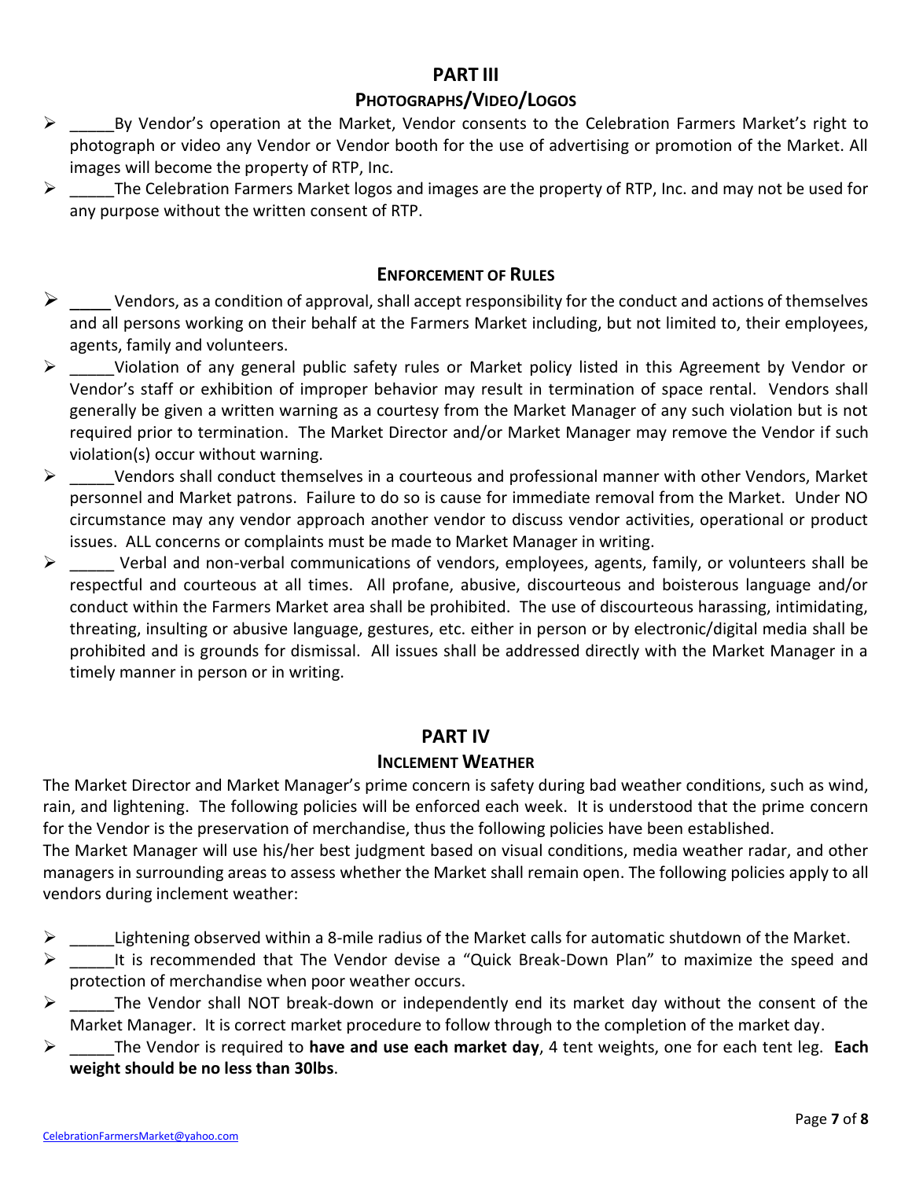## PART III

### PHOTOGRAPHS/VIDEO/LOGOS

- _____By Vendor's operation at the Market, Vendor consents to the Celebration Farmers Market's right to photograph or video any Vendor or Vendor booth for the use of advertising or promotion of the Market. All images will become the property of RTP, Inc.
- _____The Celebration Farmers Market logos and images are the property of RTP, Inc. and may not be used for any purpose without the written consent of RTP.

### ENFORCEMENT OF RULES

- _____ Vendors, as a condition of approval, shall accept responsibility for the conduct and actions of themselves and all persons working on their behalf at the Farmers Market including, but not limited to, their employees, agents, family and volunteers.
- _____Violation of any general public safety rules or Market policy listed in this Agreement by Vendor or Vendor's staff or exhibition of improper behavior may result in termination of space rental. Vendors shall generally be given a written warning as a courtesy from the Market Manager of any such violation but is not required prior to termination. The Market Director and/or Market Manager may remove the Vendor if such violation(s) occur without warning.
- _____Vendors shall conduct themselves in a courteous and professional manner with other Vendors, Market personnel and Market patrons. Failure to do so is cause for immediate removal from the Market. Under NO circumstance may any vendor approach another vendor to discuss vendor activities, operational or product issues. ALL concerns or complaints must be made to Market Manager in writing.
- _____ Verbal and non-verbal communications of vendors, employees, agents, family, or volunteers shall be respectful and courteous at all times. All profane, abusive, discourteous and boisterous language and/or conduct within the Farmers Market area shall be prohibited. The use of discourteous harassing, intimidating, threating, insulting or abusive language, gestures, etc. either in person or by electronic/digital media shall be prohibited and is grounds for dismissal. All issues shall be addressed directly with the Market Manager in a timely manner in person or in writing.

## PART IV

### INCLEMENT WEATHER

The Market Director and Market Manager's prime concern is safety during bad weather conditions, such as wind, rain, and lightening. The following policies will be enforced each week. It is understood that the prime concern for the Vendor is the preservation of merchandise, thus the following policies have been established.

The Market Manager will use his/her best judgment based on visual conditions, media weather radar, and other managers in surrounding areas to assess whether the Market shall remain open. The following policies apply to all vendors during inclement weather:

- _____Lightening observed within a 8-mile radius of the Market calls for automatic shutdown of the Market.
- _____It is recommended that The Vendor devise a "Quick Break-Down Plan" to maximize the speed and protection of merchandise when poor weather occurs.
- _____The Vendor shall NOT break-down or independently end its market day without the consent of the Market Manager. It is correct market procedure to follow through to the completion of the market day.
- _____The Vendor is required to **have and use each market day**, 4 tent weights, one for each tent leg. **Each weight should be no less than 30lbs**.

CelebrationFarmersMarket@yahoo.com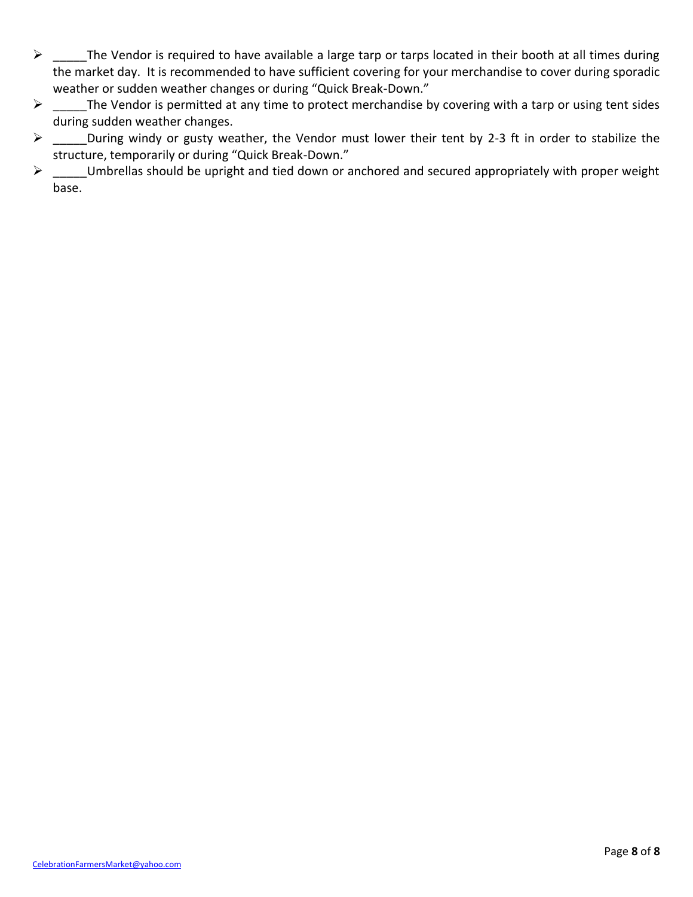- _____The Vendor is required to have available a large tarp or tarps located in their booth at all times during the market day. It is recommended to have sufficient covering for your merchandise to cover during sporadic weather or sudden weather changes or during "Quick Break-Down."
- _____The Vendor is permitted at any time to protect merchandise by covering with a tarp or using tent sides during sudden weather changes.
- _____During windy or gusty weather, the Vendor must lower their tent by 2-3 ft in order to stabilize the structure, temporarily or during "Quick Break-Down."
- _____Umbrellas should be upright and tied down or anchored and secured appropriately with proper weight base.